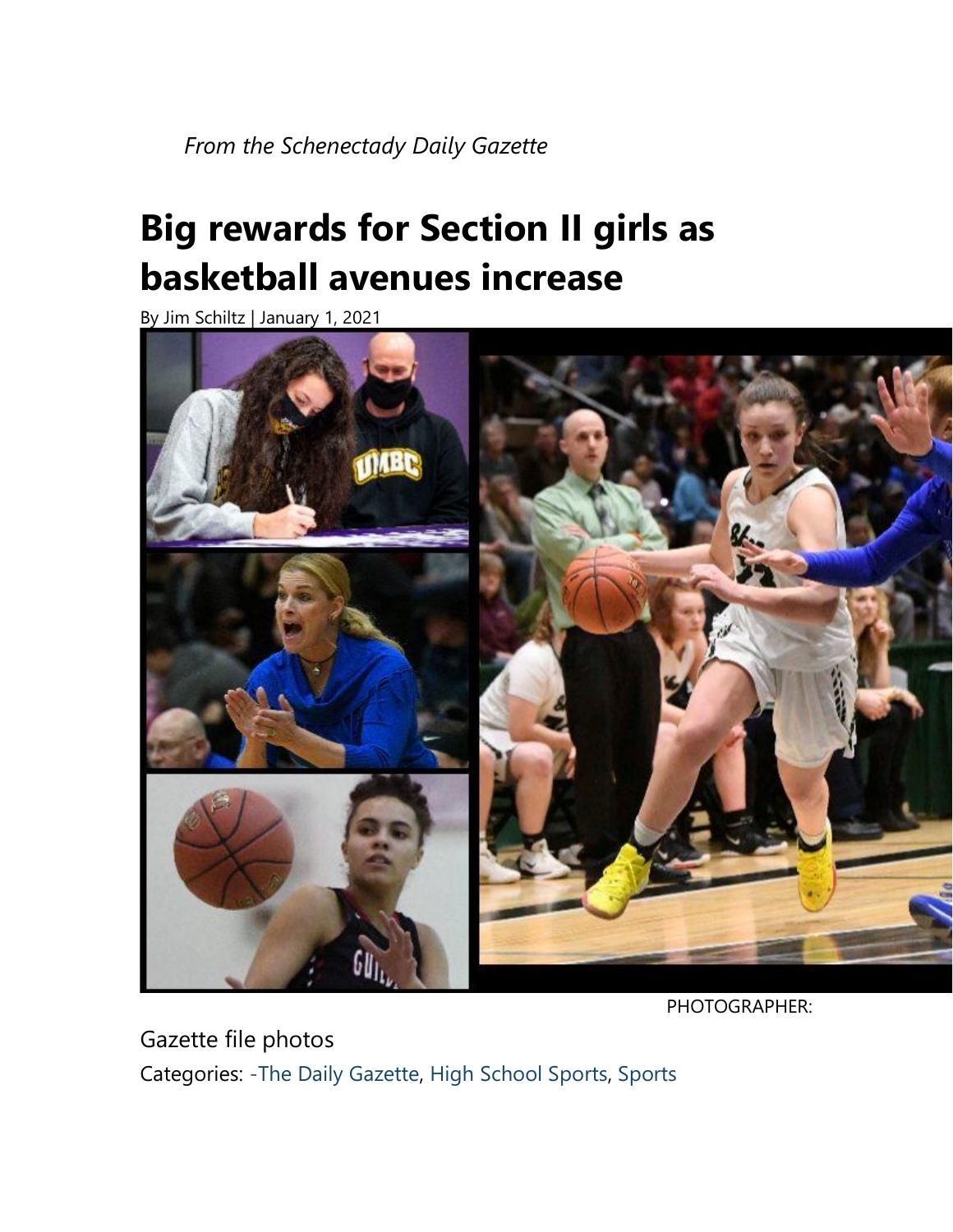*From the Schenectady Daily Gazette*

# Big rewards for Section II girls as basketball avenues increase

By Jim Schiltz | January 1, 2021

PHOTOGRAPHER:

Gazette file photos

Categories: -The Daily Gazette, High School Sports, Sports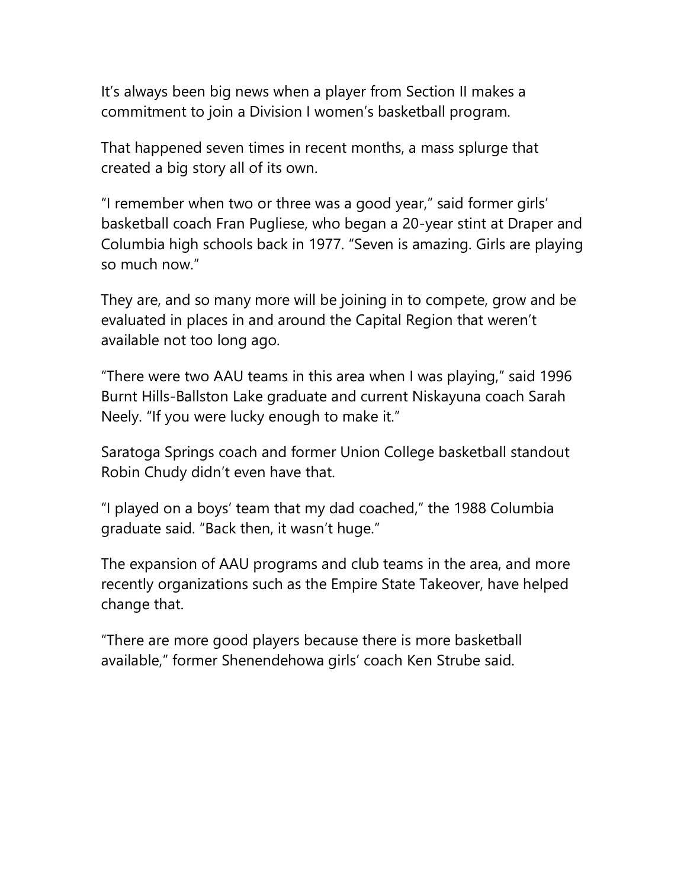It’s always been big news when a player from Section II makes a commitment to join a Division I women’s basketball program.

That happened seven times in recent months, a mass splurge that created a big story all of its own.

“I remember when two or three was a good year,” said former girls’ basketball coach Fran Pugliese, who began a 20-year stint at Draper and Columbia high schools back in 1977. “Seven is amazing. Girls are playing so much now.”

They are, and so many more will be joining in to compete, grow and be evaluated in places in and around the Capital Region that weren’t available not too long ago.

“There were two AAU teams in this area when I was playing,” said 1996 Burnt Hills-Ballston Lake graduate and current Niskayuna coach Sarah Neely. “If you were lucky enough to make it.”

Saratoga Springs coach and former Union College basketball standout Robin Chudy didn’t even have that.

“I played on a boys’ team that my dad coached,” the 1988 Columbia graduate said. “Back then, it wasn’t huge.”

The expansion of AAU programs and club teams in the area, and more recently organizations such as the Empire State Takeover, have helped change that.

“There are more good players because there is more basketball available,” former Shenendehowa girls’ coach Ken Strube said.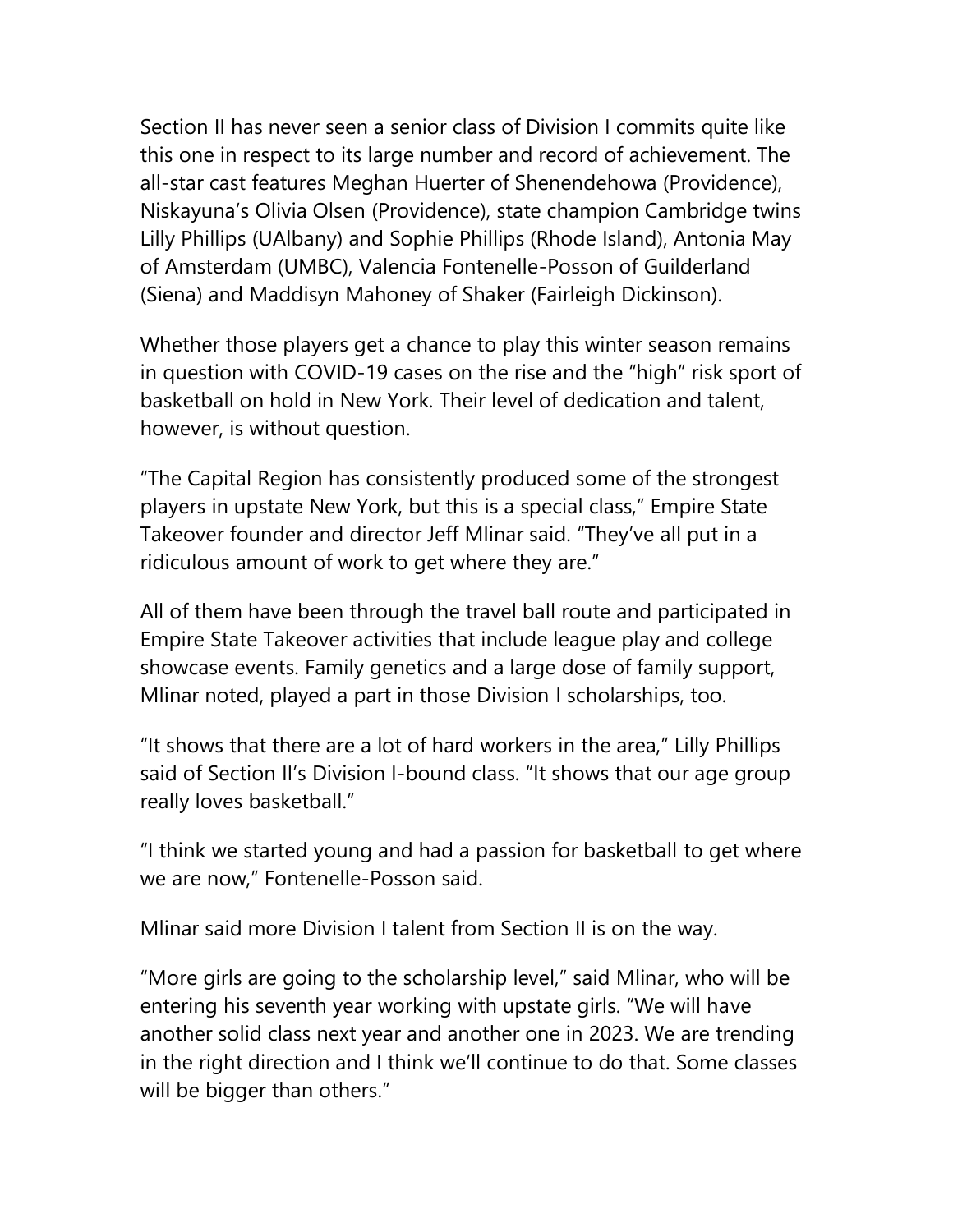Section II has never seen a senior class of Division I commits quite like this one in respect to its large number and record of achievement. The all-star cast features Meghan Huerter of Shenendehowa (Providence), Niskayuna's Olivia Olsen (Providence), state champion Cambridge twins Lilly Phillips (UAlbany) and Sophie Phillips (Rhode Island), Antonia May of Amsterdam (UMBC), Valencia Fontenelle-Posson of Guilderland (Siena) and Maddisyn Mahoney of Shaker (Fairleigh Dickinson).

Whether those players get a chance to play this winter season remains in question with COVID-19 cases on the rise and the "high" risk sport of basketball on hold in New York. Their level of dedication and talent, however, is without question.

"The Capital Region has consistently produced some of the strongest players in upstate New York, but this is a special class," Empire State Takeover founder and director Jeff Mlinar said. "They've all put in a ridiculous amount of work to get where they are."

All of them have been through the travel ball route and participated in Empire State Takeover activities that include league play and college showcase events. Family genetics and a large dose of family support, Mlinar noted, played a part in those Division I scholarships, too.

"It shows that there are a lot of hard workers in the area," Lilly Phillips said of Section II's Division I-bound class. "It shows that our age group really loves basketball."

"I think we started young and had a passion for basketball to get where we are now," Fontenelle-Posson said.

Mlinar said more Division I talent from Section II is on the way.

"More girls are going to the scholarship level," said Mlinar, who will be entering his seventh year working with upstate girls. "We will have another solid class next year and another one in 2023. We are trending in the right direction and I think we'll continue to do that. Some classes will be bigger than others."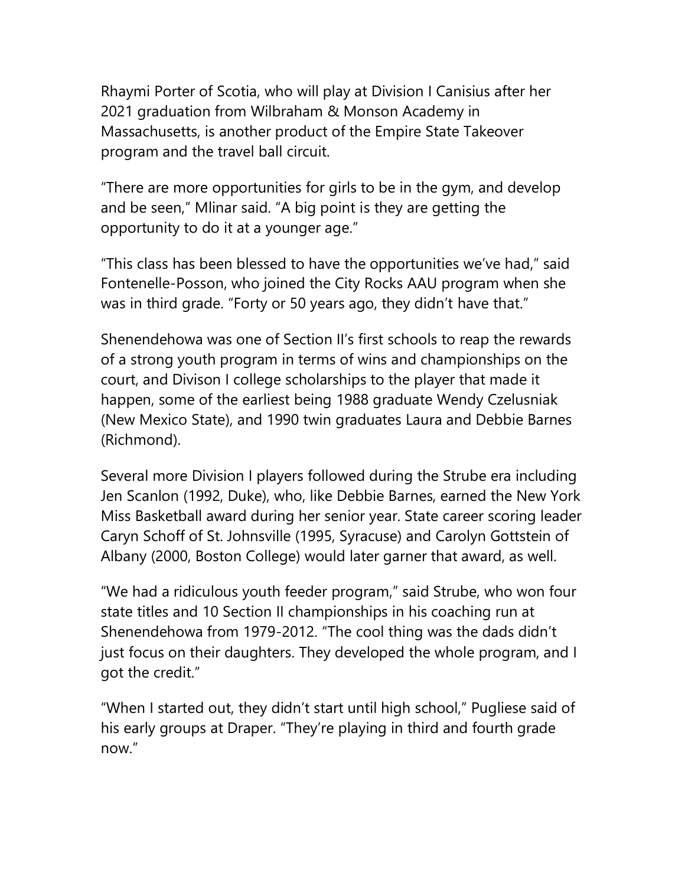Rhaymi Porter of Scotia, who will play at Division I Canisius after her 2021 graduation from Wilbraham & Monson Academy in Massachusetts, is another product of the Empire State Takeover program and the travel ball circuit.

"There are more opportunities for girls to be in the gym, and develop and be seen," Mlinar said. "A big point is they are getting the opportunity to do it at a younger age."

"This class has been blessed to have the opportunities we've had," said Fontenelle-Posson, who joined the City Rocks AAU program when she was in third grade. "Forty or 50 years ago, they didn't have that."

Shenendehowa was one of Section II's first schools to reap the rewards of a strong youth program in terms of wins and championships on the court, and Divison I college scholarships to the player that made it happen, some of the earliest being 1988 graduate Wendy Czelusniak (New Mexico State), and 1990 twin graduates Laura and Debbie Barnes (Richmond).

Several more Division I players followed during the Strube era including Jen Scanlon (1992, Duke), who, like Debbie Barnes, earned the New York Miss Basketball award during her senior year. State career scoring leader Caryn Schoff of St. Johnsville (1995, Syracuse) and Carolyn Gottstein of Albany (2000, Boston College) would later garner that award, as well.

"We had a ridiculous youth feeder program," said Strube, who won four state titles and 10 Section II championships in his coaching run at Shenendehowa from 1979-2012. "The cool thing was the dads didn't just focus on their daughters. They developed the whole program, and I got the credit."

"When I started out, they didn't start until high school," Pugliese said of his early groups at Draper. "They're playing in third and fourth grade now."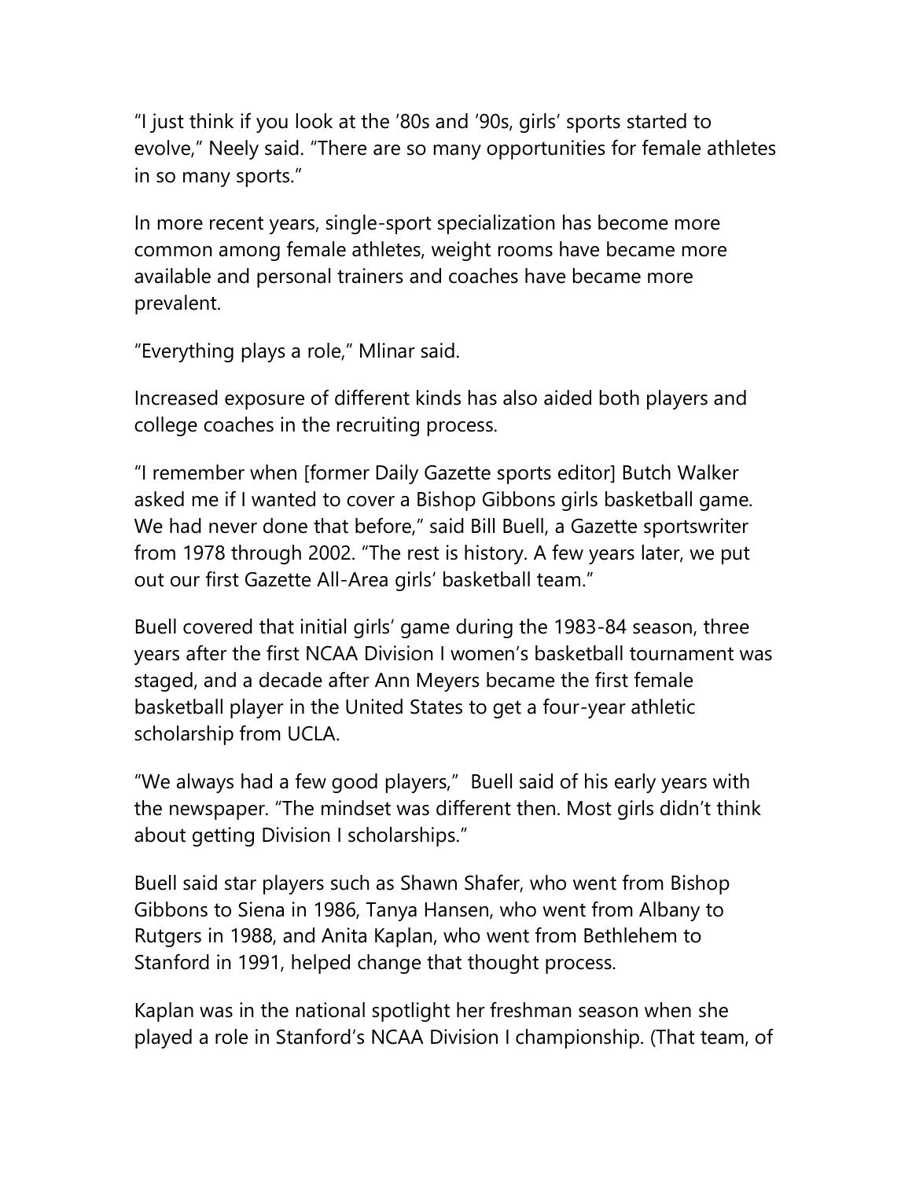"I just think if you look at the '80s and '90s, girls' sports started to evolve," Neely said. "There are so many opportunities for female athletes in so many sports."

In more recent years, single-sport specialization has become more common among female athletes, weight rooms have became more available and personal trainers and coaches have became more prevalent.

"Everything plays a role," Mlinar said.

Increased exposure of different kinds has also aided both players and college coaches in the recruiting process.

"I remember when [former Daily Gazette sports editor] Butch Walker asked me if I wanted to cover a Bishop Gibbons girls basketball game. We had never done that before," said Bill Buell, a Gazette sportswriter from 1978 through 2002. "The rest is history. A few years later, we put out our first Gazette All-Area girls' basketball team."

Buell covered that initial girls' game during the 1983-84 season, three years after the first NCAA Division I women's basketball tournament was staged, and a decade after Ann Meyers became the first female basketball player in the United States to get a four-year athletic scholarship from UCLA.

"We always had a few good players," Buell said of his early years with the newspaper. "The mindset was different then. Most girls didn't think about getting Division I scholarships."

Buell said star players such as Shawn Shafer, who went from Bishop Gibbons to Siena in 1986, Tanya Hansen, who went from Albany to Rutgers in 1988, and Anita Kaplan, who went from Bethlehem to Stanford in 1991, helped change that thought process.

Kaplan was in the national spotlight her freshman season when she played a role in Stanford's NCAA Division I championship. (That team, of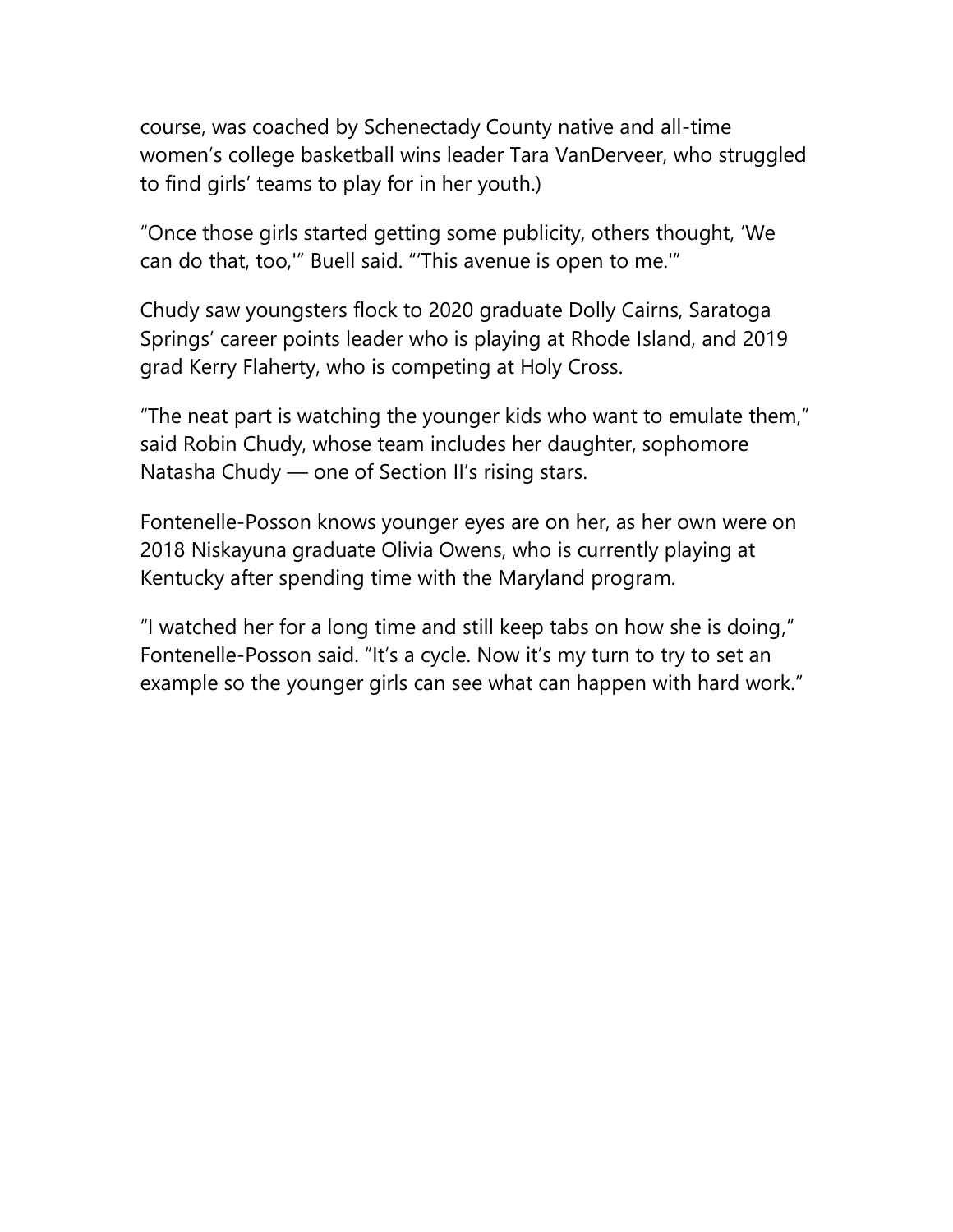course, was coached by Schenectady County native and all-time women's college basketball wins leader Tara VanDerveer, who struggled to find girls' teams to play for in her youth.)

"Once those girls started getting some publicity, others thought, 'We can do that, too,'" Buell said. "'This avenue is open to me.'"

Chudy saw youngsters flock to 2020 graduate Dolly Cairns, Saratoga Springs' career points leader who is playing at Rhode Island, and 2019 grad Kerry Flaherty, who is competing at Holy Cross.

"The neat part is watching the younger kids who want to emulate them," said Robin Chudy, whose team includes her daughter, sophomore Natasha Chudy — one of Section II's rising stars.

Fontenelle-Posson knows younger eyes are on her, as her own were on 2018 Niskayuna graduate Olivia Owens, who is currently playing at Kentucky after spending time with the Maryland program.

"I watched her for a long time and still keep tabs on how she is doing," Fontenelle-Posson said. "It's a cycle. Now it's my turn to try to set an example so the younger girls can see what can happen with hard work."